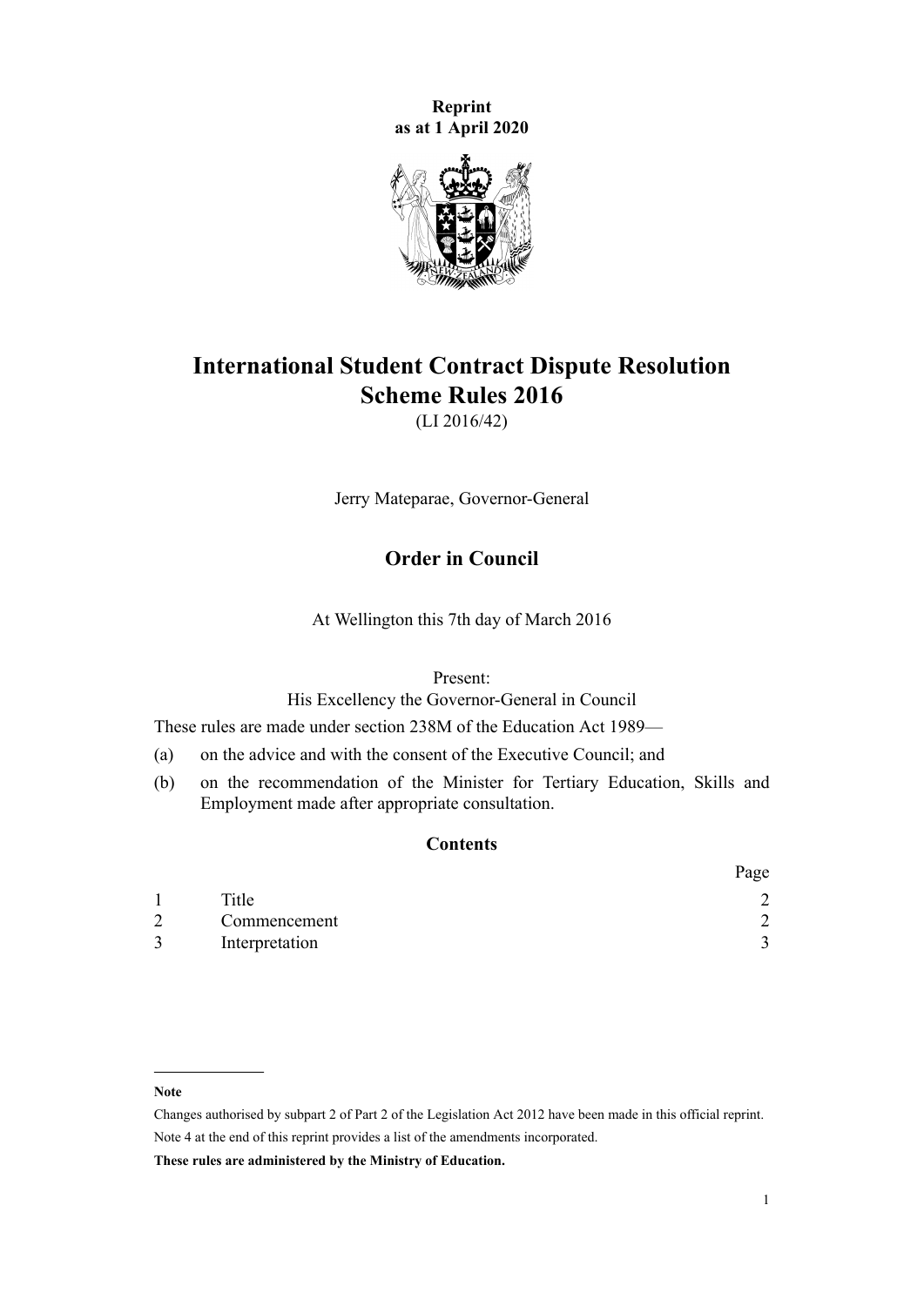**Reprint as at 1 April 2020**

# International Student Contract Dispute Resolution Scheme Rules 2016

(LI 2016/42)

Jerry Mateparae, Governor-General

## Order in Council

At Wellington this 7th day of March 2016

Present:
His Excellency the Governor-General in Council

These rules are made under section 238M of the Education Act 1989—

(a) on the advice and with the consent of the Executive Council; and

(b) on the recommendation of the Minister for Tertiary Education, Skills and Employment made after appropriate consultation.

### Contents

| | | Page |
|---|---|---|
| 1 | Title | 2 |
| 2 | Commencement | 2 |
| 3 | Interpretation | 3 |

**Note**

Changes authorised by subpart 2 of Part 2 of the Legislation Act 2012 have been made in this official reprint.
Note 4 at the end of this reprint provides a list of the amendments incorporated.

**These rules are administered by the Ministry of Education.**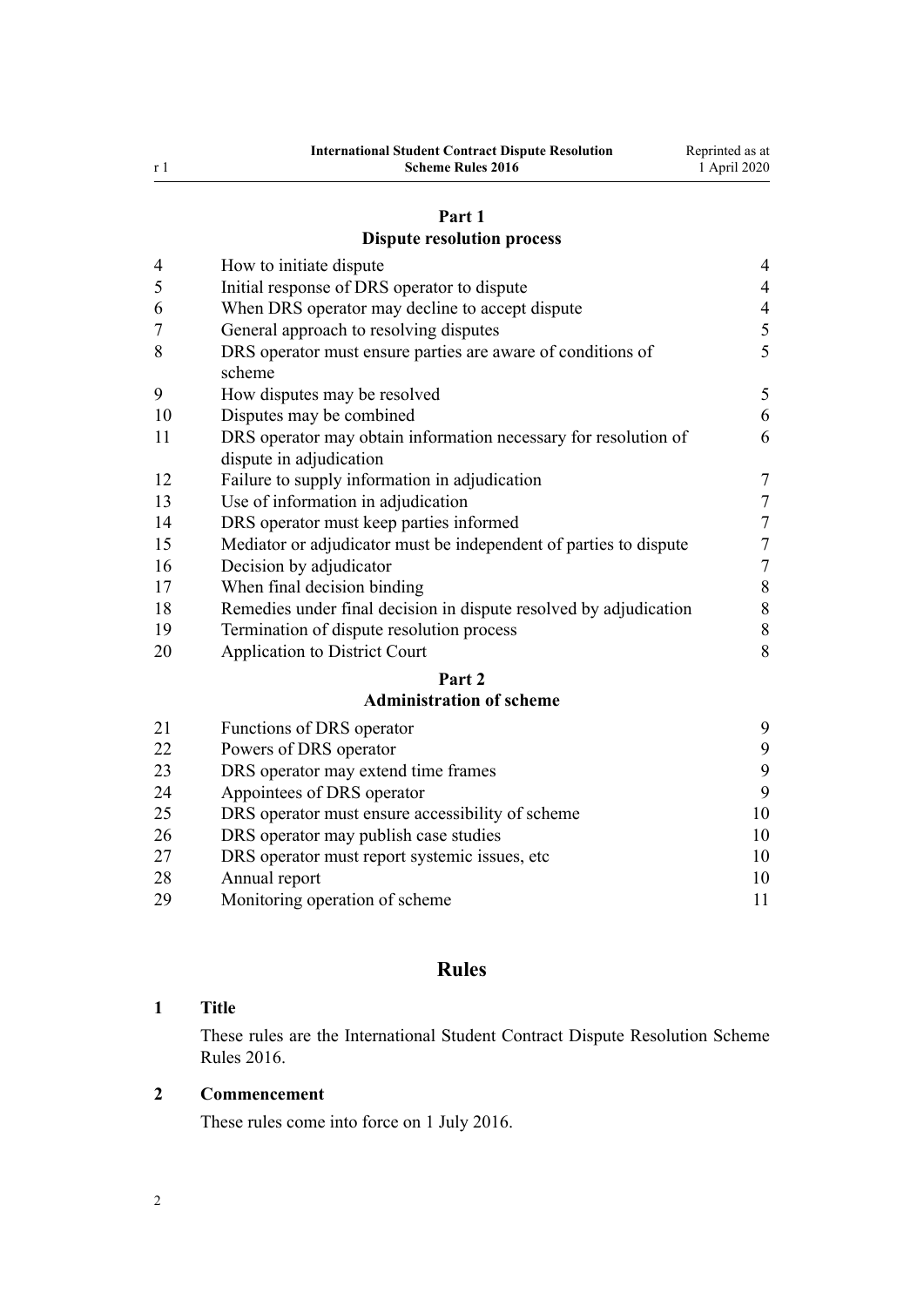## Part 1
## Dispute resolution process

| | | |
|---|---|---|
| 4 | How to initiate dispute | 4 |
| 5 | Initial response of DRS operator to dispute | 4 |
| 6 | When DRS operator may decline to accept dispute | 4 |
| 7 | General approach to resolving disputes | 5 |
| 8 | DRS operator must ensure parties are aware of conditions of scheme | 5 |
| 9 | How disputes may be resolved | 5 |
| 10 | Disputes may be combined | 6 |
| 11 | DRS operator may obtain information necessary for resolution of dispute in adjudication | 6 |
| 12 | Failure to supply information in adjudication | 7 |
| 13 | Use of information in adjudication | 7 |
| 14 | DRS operator must keep parties informed | 7 |
| 15 | Mediator or adjudicator must be independent of parties to dispute | 7 |
| 16 | Decision by adjudicator | 7 |
| 17 | When final decision binding | 8 |
| 18 | Remedies under final decision in dispute resolved by adjudication | 8 |
| 19 | Termination of dispute resolution process | 8 |
| 20 | Application to District Court | 8 |

## Part 2
## Administration of scheme

| | | |
|---|---|---|
| 21 | Functions of DRS operator | 9 |
| 22 | Powers of DRS operator | 9 |
| 23 | DRS operator may extend time frames | 9 |
| 24 | Appointees of DRS operator | 9 |
| 25 | DRS operator must ensure accessibility of scheme | 10 |
| 26 | DRS operator may publish case studies | 10 |
| 27 | DRS operator must report systemic issues, etc | 10 |
| 28 | Annual report | 10 |
| 29 | Monitoring operation of scheme | 11 |

# Rules

### 1 Title

These rules are the International Student Contract Dispute Resolution Scheme Rules 2016.

### 2 Commencement

These rules come into force on 1 July 2016.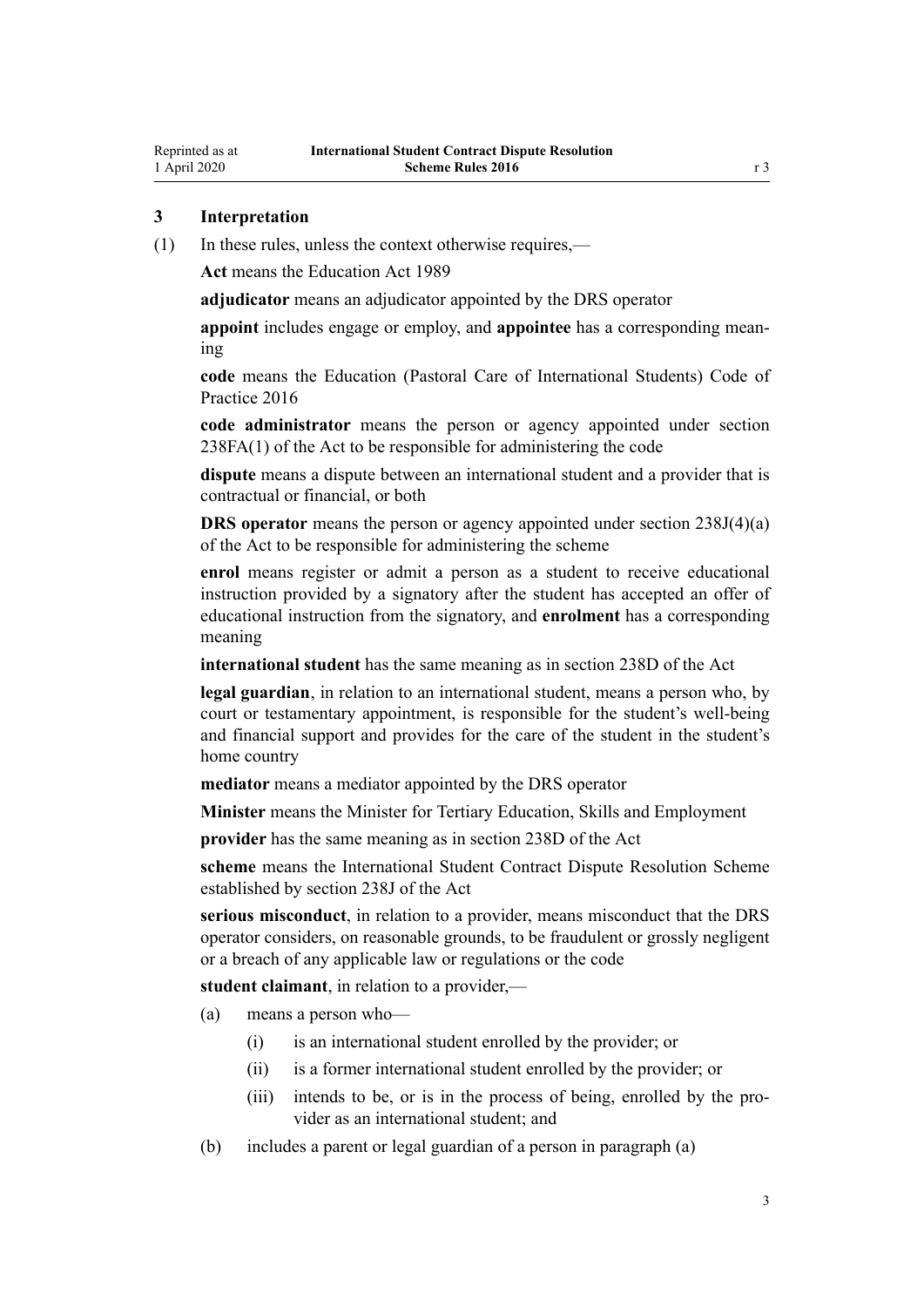### 3 Interpretation

(1) In these rules, unless the context otherwise requires,—

**Act** means the Education Act 1989

**adjudicator** means an adjudicator appointed by the DRS operator

**appoint** includes engage or employ, and **appointee** has a corresponding meaning

**code** means the Education (Pastoral Care of International Students) Code of Practice 2016

**code administrator** means the person or agency appointed under section 238FA(1) of the Act to be responsible for administering the code

**dispute** means a dispute between an international student and a provider that is contractual or financial, or both

**DRS operator** means the person or agency appointed under section 238J(4)(a) of the Act to be responsible for administering the scheme

**enrol** means register or admit a person as a student to receive educational instruction provided by a signatory after the student has accepted an offer of educational instruction from the signatory, and **enrolment** has a corresponding meaning

**international student** has the same meaning as in section 238D of the Act

**legal guardian**, in relation to an international student, means a person who, by court or testamentary appointment, is responsible for the student's well-being and financial support and provides for the care of the student in the student's home country

**mediator** means a mediator appointed by the DRS operator

**Minister** means the Minister for Tertiary Education, Skills and Employment

**provider** has the same meaning as in section 238D of the Act

**scheme** means the International Student Contract Dispute Resolution Scheme established by section 238J of the Act

**serious misconduct**, in relation to a provider, means misconduct that the DRS operator considers, on reasonable grounds, to be fraudulent or grossly negligent or a breach of any applicable law or regulations or the code

**student claimant**, in relation to a provider,—

(a) means a person who—

  (i) is an international student enrolled by the provider; or

  (ii) is a former international student enrolled by the provider; or

  (iii) intends to be, or is in the process of being, enrolled by the provider as an international student; and

(b) includes a parent or legal guardian of a person in paragraph (a)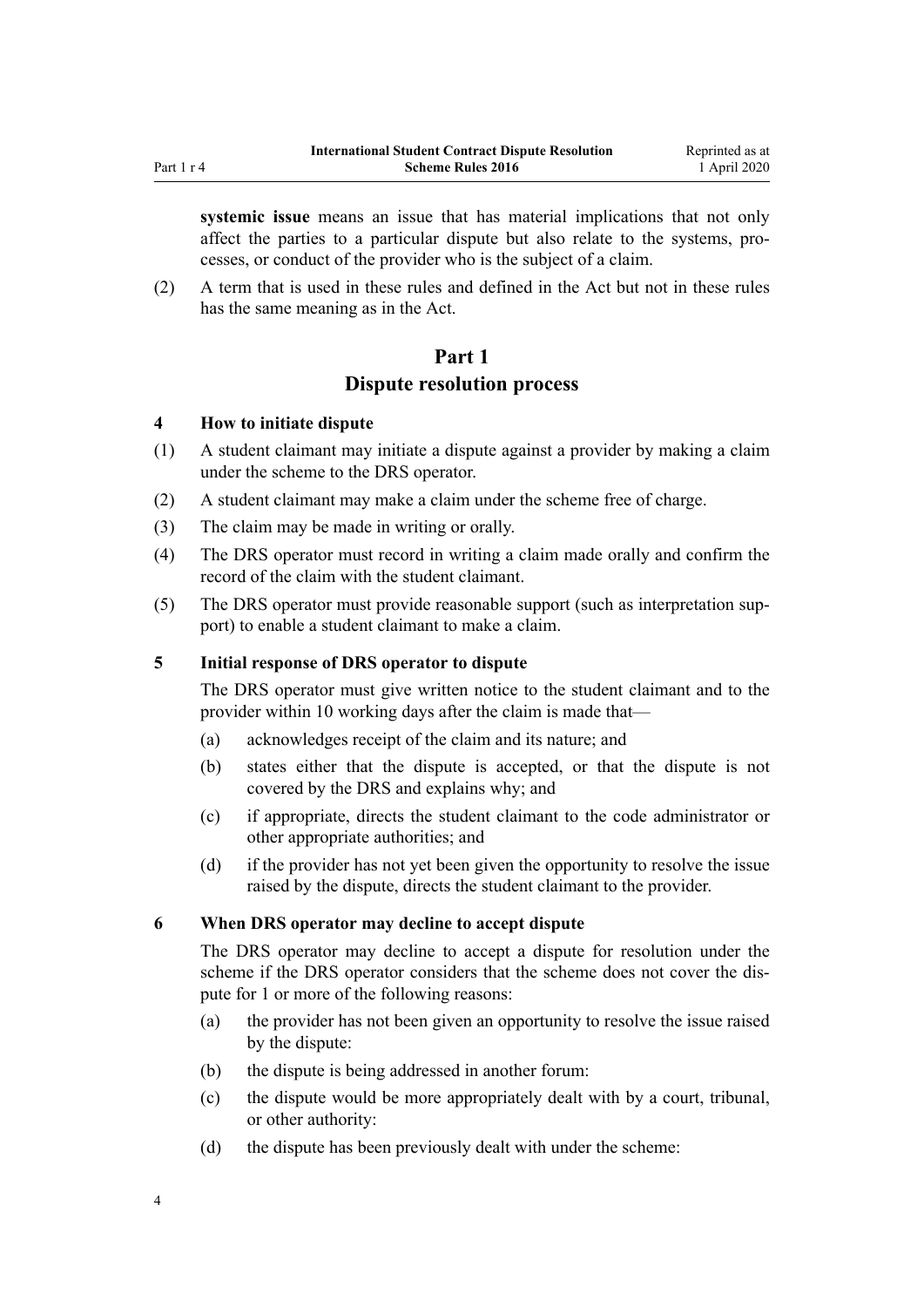**systemic issue** means an issue that has material implications that not only affect the parties to a particular dispute but also relate to the systems, processes, or conduct of the provider who is the subject of a claim.

(2) A term that is used in these rules and defined in the Act but not in these rules has the same meaning as in the Act.

## Part 1
## Dispute resolution process

### 4 How to initiate dispute

(1) A student claimant may initiate a dispute against a provider by making a claim under the scheme to the DRS operator.

(2) A student claimant may make a claim under the scheme free of charge.

(3) The claim may be made in writing or orally.

(4) The DRS operator must record in writing a claim made orally and confirm the record of the claim with the student claimant.

(5) The DRS operator must provide reasonable support (such as interpretation support) to enable a student claimant to make a claim.

### 5 Initial response of DRS operator to dispute

The DRS operator must give written notice to the student claimant and to the provider within 10 working days after the claim is made that—

(a) acknowledges receipt of the claim and its nature; and

(b) states either that the dispute is accepted, or that the dispute is not covered by the DRS and explains why; and

(c) if appropriate, directs the student claimant to the code administrator or other appropriate authorities; and

(d) if the provider has not yet been given the opportunity to resolve the issue raised by the dispute, directs the student claimant to the provider.

### 6 When DRS operator may decline to accept dispute

The DRS operator may decline to accept a dispute for resolution under the scheme if the DRS operator considers that the scheme does not cover the dispute for 1 or more of the following reasons:

(a) the provider has not been given an opportunity to resolve the issue raised by the dispute:

(b) the dispute is being addressed in another forum:

(c) the dispute would be more appropriately dealt with by a court, tribunal, or other authority:

(d) the dispute has been previously dealt with under the scheme: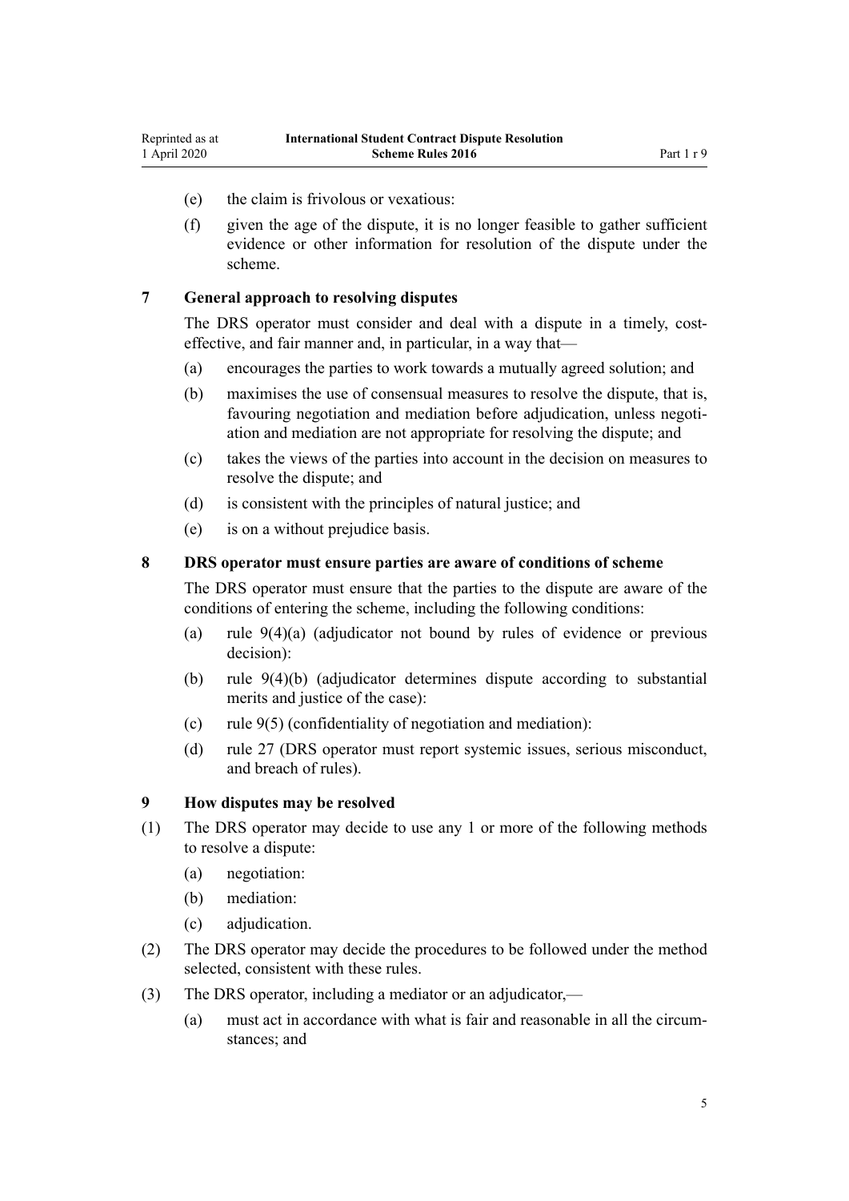(e) the claim is frivolous or vexatious:

(f) given the age of the dispute, it is no longer feasible to gather sufficient evidence or other information for resolution of the dispute under the scheme.

### 7 General approach to resolving disputes

The DRS operator must consider and deal with a dispute in a timely, cost-effective, and fair manner and, in particular, in a way that—

(a) encourages the parties to work towards a mutually agreed solution; and

(b) maximises the use of consensual measures to resolve the dispute, that is, favouring negotiation and mediation before adjudication, unless negotiation and mediation are not appropriate for resolving the dispute; and

(c) takes the views of the parties into account in the decision on measures to resolve the dispute; and

(d) is consistent with the principles of natural justice; and

(e) is on a without prejudice basis.

### 8 DRS operator must ensure parties are aware of conditions of scheme

The DRS operator must ensure that the parties to the dispute are aware of the conditions of entering the scheme, including the following conditions:

(a) rule 9(4)(a) (adjudicator not bound by rules of evidence or previous decision):

(b) rule 9(4)(b) (adjudicator determines dispute according to substantial merits and justice of the case):

(c) rule 9(5) (confidentiality of negotiation and mediation):

(d) rule 27 (DRS operator must report systemic issues, serious misconduct, and breach of rules).

### 9 How disputes may be resolved

(1) The DRS operator may decide to use any 1 or more of the following methods to resolve a dispute:

(a) negotiation:

(b) mediation:

(c) adjudication.

(2) The DRS operator may decide the procedures to be followed under the method selected, consistent with these rules.

(3) The DRS operator, including a mediator or an adjudicator,—

(a) must act in accordance with what is fair and reasonable in all the circumstances; and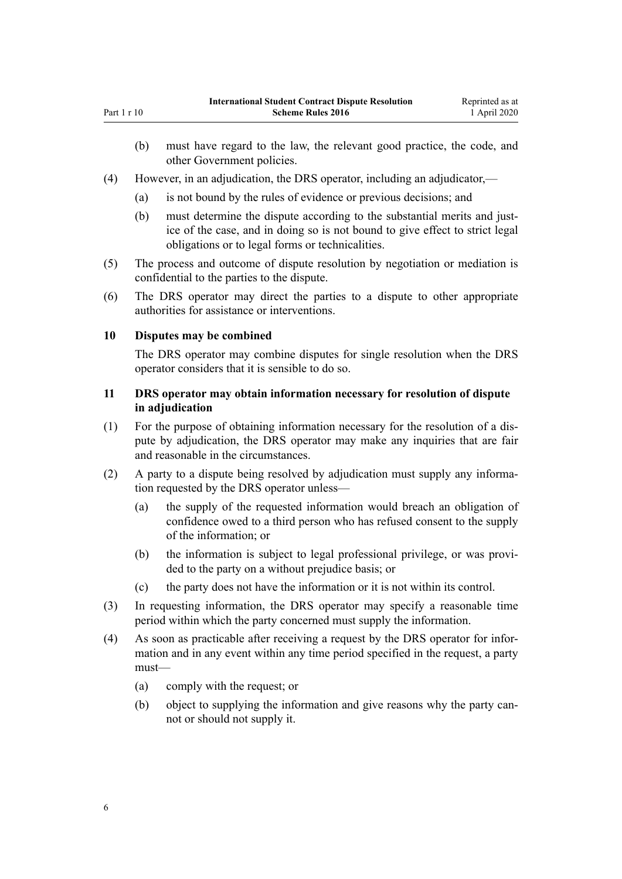(b) must have regard to the law, the relevant good practice, the code, and other Government policies.

(4) However, in an adjudication, the DRS operator, including an adjudicator,—

(a) is not bound by the rules of evidence or previous decisions; and

(b) must determine the dispute according to the substantial merits and justice of the case, and in doing so is not bound to give effect to strict legal obligations or to legal forms or technicalities.

(5) The process and outcome of dispute resolution by negotiation or mediation is confidential to the parties to the dispute.

(6) The DRS operator may direct the parties to a dispute to other appropriate authorities for assistance or interventions.

### 10 Disputes may be combined

The DRS operator may combine disputes for single resolution when the DRS operator considers that it is sensible to do so.

### 11 DRS operator may obtain information necessary for resolution of dispute in adjudication

(1) For the purpose of obtaining information necessary for the resolution of a dispute by adjudication, the DRS operator may make any inquiries that are fair and reasonable in the circumstances.

(2) A party to a dispute being resolved by adjudication must supply any information requested by the DRS operator unless—

(a) the supply of the requested information would breach an obligation of confidence owed to a third person who has refused consent to the supply of the information; or

(b) the information is subject to legal professional privilege, or was provided to the party on a without prejudice basis; or

(c) the party does not have the information or it is not within its control.

(3) In requesting information, the DRS operator may specify a reasonable time period within which the party concerned must supply the information.

(4) As soon as practicable after receiving a request by the DRS operator for information and in any event within any time period specified in the request, a party must—

(a) comply with the request; or

(b) object to supplying the information and give reasons why the party cannot or should not supply it.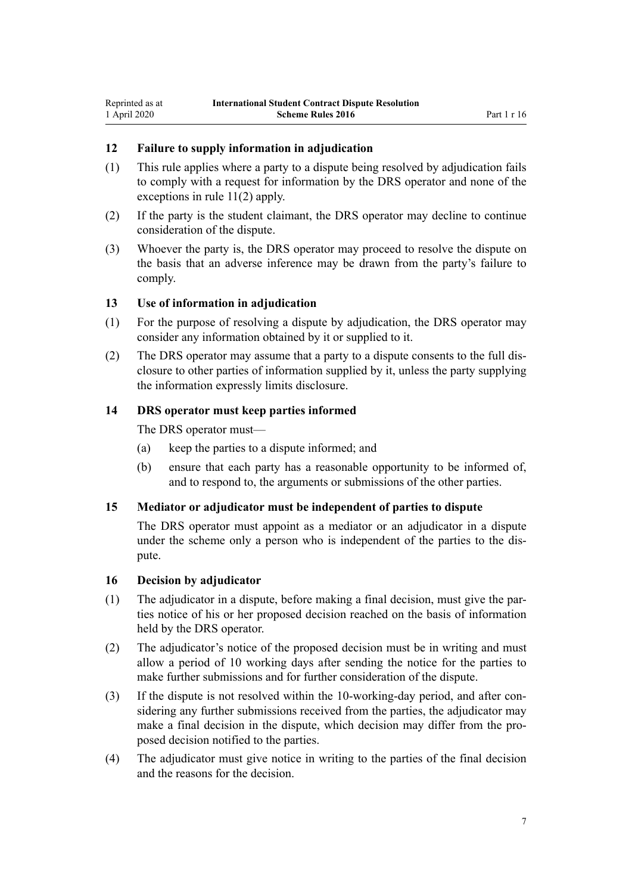### 12 Failure to supply information in adjudication

(1) This rule applies where a party to a dispute being resolved by adjudication fails to comply with a request for information by the DRS operator and none of the exceptions in rule 11(2) apply.

(2) If the party is the student claimant, the DRS operator may decline to continue consideration of the dispute.

(3) Whoever the party is, the DRS operator may proceed to resolve the dispute on the basis that an adverse inference may be drawn from the party's failure to comply.

### 13 Use of information in adjudication

(1) For the purpose of resolving a dispute by adjudication, the DRS operator may consider any information obtained by it or supplied to it.

(2) The DRS operator may assume that a party to a dispute consents to the full disclosure to other parties of information supplied by it, unless the party supplying the information expressly limits disclosure.

### 14 DRS operator must keep parties informed

The DRS operator must—

(a) keep the parties to a dispute informed; and

(b) ensure that each party has a reasonable opportunity to be informed of, and to respond to, the arguments or submissions of the other parties.

### 15 Mediator or adjudicator must be independent of parties to dispute

The DRS operator must appoint as a mediator or an adjudicator in a dispute under the scheme only a person who is independent of the parties to the dispute.

### 16 Decision by adjudicator

(1) The adjudicator in a dispute, before making a final decision, must give the parties notice of his or her proposed decision reached on the basis of information held by the DRS operator.

(2) The adjudicator's notice of the proposed decision must be in writing and must allow a period of 10 working days after sending the notice for the parties to make further submissions and for further consideration of the dispute.

(3) If the dispute is not resolved within the 10-working-day period, and after considering any further submissions received from the parties, the adjudicator may make a final decision in the dispute, which decision may differ from the proposed decision notified to the parties.

(4) The adjudicator must give notice in writing to the parties of the final decision and the reasons for the decision.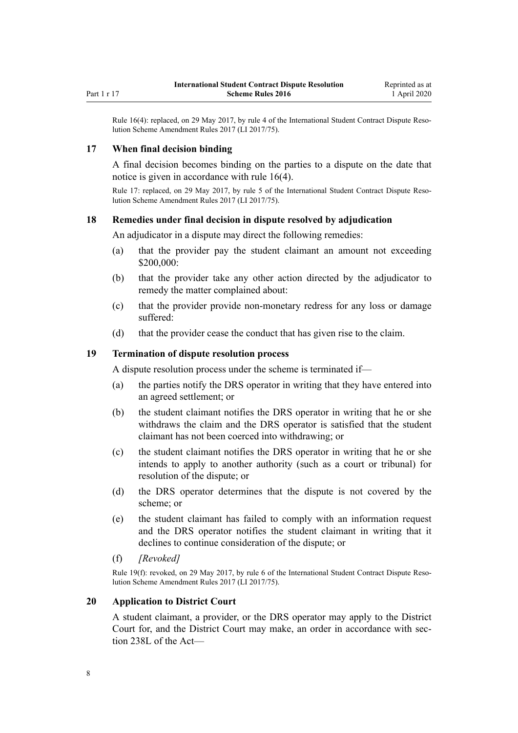Rule 16(4): replaced, on 29 May 2017, by rule 4 of the International Student Contract Dispute Resolution Scheme Amendment Rules 2017 (LI 2017/75).

### 17 When final decision binding

A final decision becomes binding on the parties to a dispute on the date that notice is given in accordance with rule 16(4).

Rule 17: replaced, on 29 May 2017, by rule 5 of the International Student Contract Dispute Resolution Scheme Amendment Rules 2017 (LI 2017/75).

### 18 Remedies under final decision in dispute resolved by adjudication

An adjudicator in a dispute may direct the following remedies:

(a) that the provider pay the student claimant an amount not exceeding $200,000:

(b) that the provider take any other action directed by the adjudicator to remedy the matter complained about:

(c) that the provider provide non-monetary redress for any loss or damage suffered:

(d) that the provider cease the conduct that has given rise to the claim.

### 19 Termination of dispute resolution process

A dispute resolution process under the scheme is terminated if—

(a) the parties notify the DRS operator in writing that they have entered into an agreed settlement; or

(b) the student claimant notifies the DRS operator in writing that he or she withdraws the claim and the DRS operator is satisfied that the student claimant has not been coerced into withdrawing; or

(c) the student claimant notifies the DRS operator in writing that he or she intends to apply to another authority (such as a court or tribunal) for resolution of the dispute; or

(d) the DRS operator determines that the dispute is not covered by the scheme; or

(e) the student claimant has failed to comply with an information request and the DRS operator notifies the student claimant in writing that it declines to continue consideration of the dispute; or

(f) *[Revoked]*

Rule 19(f): revoked, on 29 May 2017, by rule 6 of the International Student Contract Dispute Resolution Scheme Amendment Rules 2017 (LI 2017/75).

### 20 Application to District Court

A student claimant, a provider, or the DRS operator may apply to the District Court for, and the District Court may make, an order in accordance with section 238L of the Act—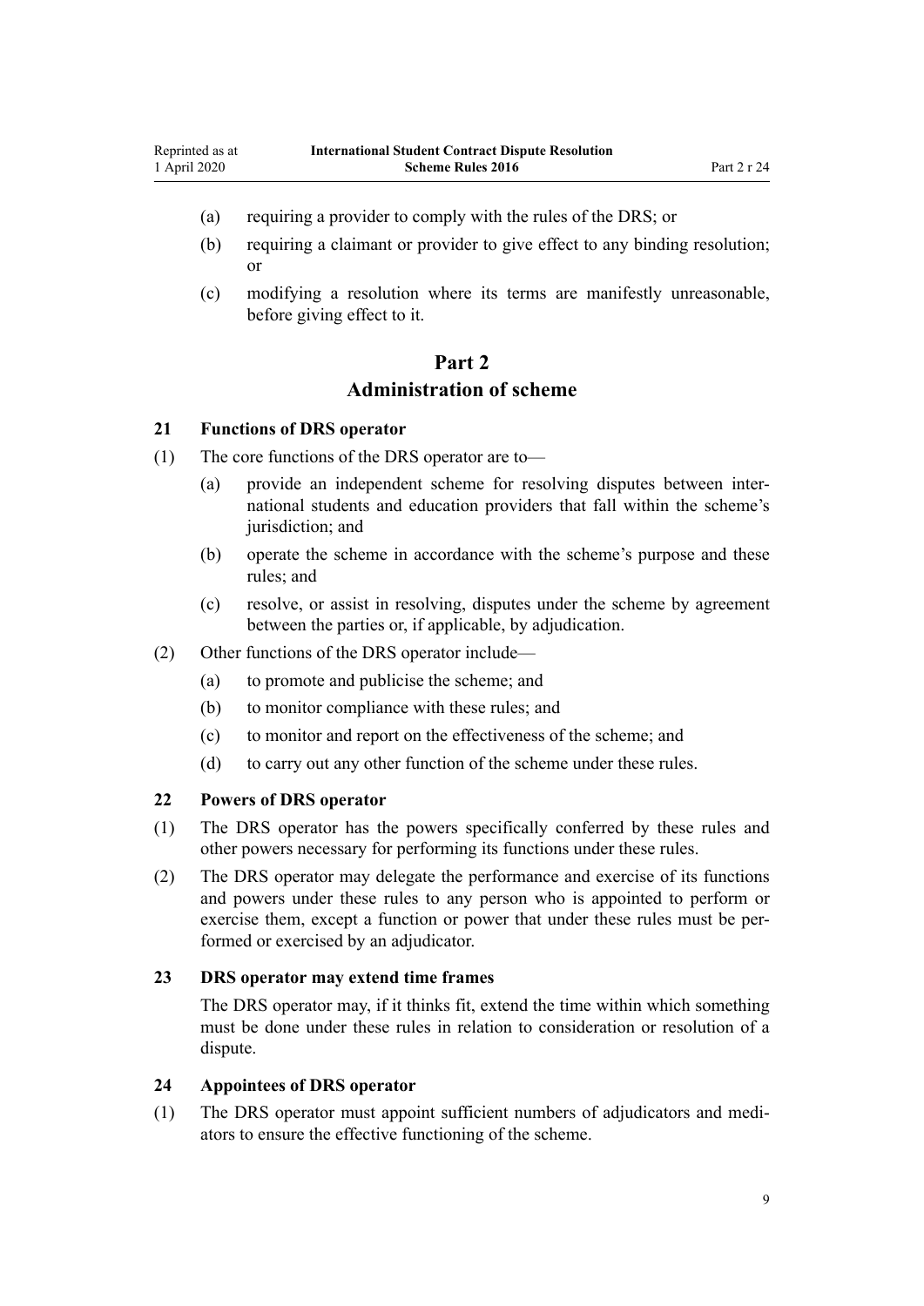(a) requiring a provider to comply with the rules of the DRS; or

(b) requiring a claimant or provider to give effect to any binding resolution; or

(c) modifying a resolution where its terms are manifestly unreasonable, before giving effect to it.

# Part 2
# Administration of scheme

### 21 Functions of DRS operator

(1) The core functions of the DRS operator are to—

(a) provide an independent scheme for resolving disputes between international students and education providers that fall within the scheme's jurisdiction; and

(b) operate the scheme in accordance with the scheme's purpose and these rules; and

(c) resolve, or assist in resolving, disputes under the scheme by agreement between the parties or, if applicable, by adjudication.

(2) Other functions of the DRS operator include—

(a) to promote and publicise the scheme; and

(b) to monitor compliance with these rules; and

(c) to monitor and report on the effectiveness of the scheme; and

(d) to carry out any other function of the scheme under these rules.

### 22 Powers of DRS operator

(1) The DRS operator has the powers specifically conferred by these rules and other powers necessary for performing its functions under these rules.

(2) The DRS operator may delegate the performance and exercise of its functions and powers under these rules to any person who is appointed to perform or exercise them, except a function or power that under these rules must be performed or exercised by an adjudicator.

### 23 DRS operator may extend time frames

The DRS operator may, if it thinks fit, extend the time within which something must be done under these rules in relation to consideration or resolution of a dispute.

### 24 Appointees of DRS operator

(1) The DRS operator must appoint sufficient numbers of adjudicators and mediators to ensure the effective functioning of the scheme.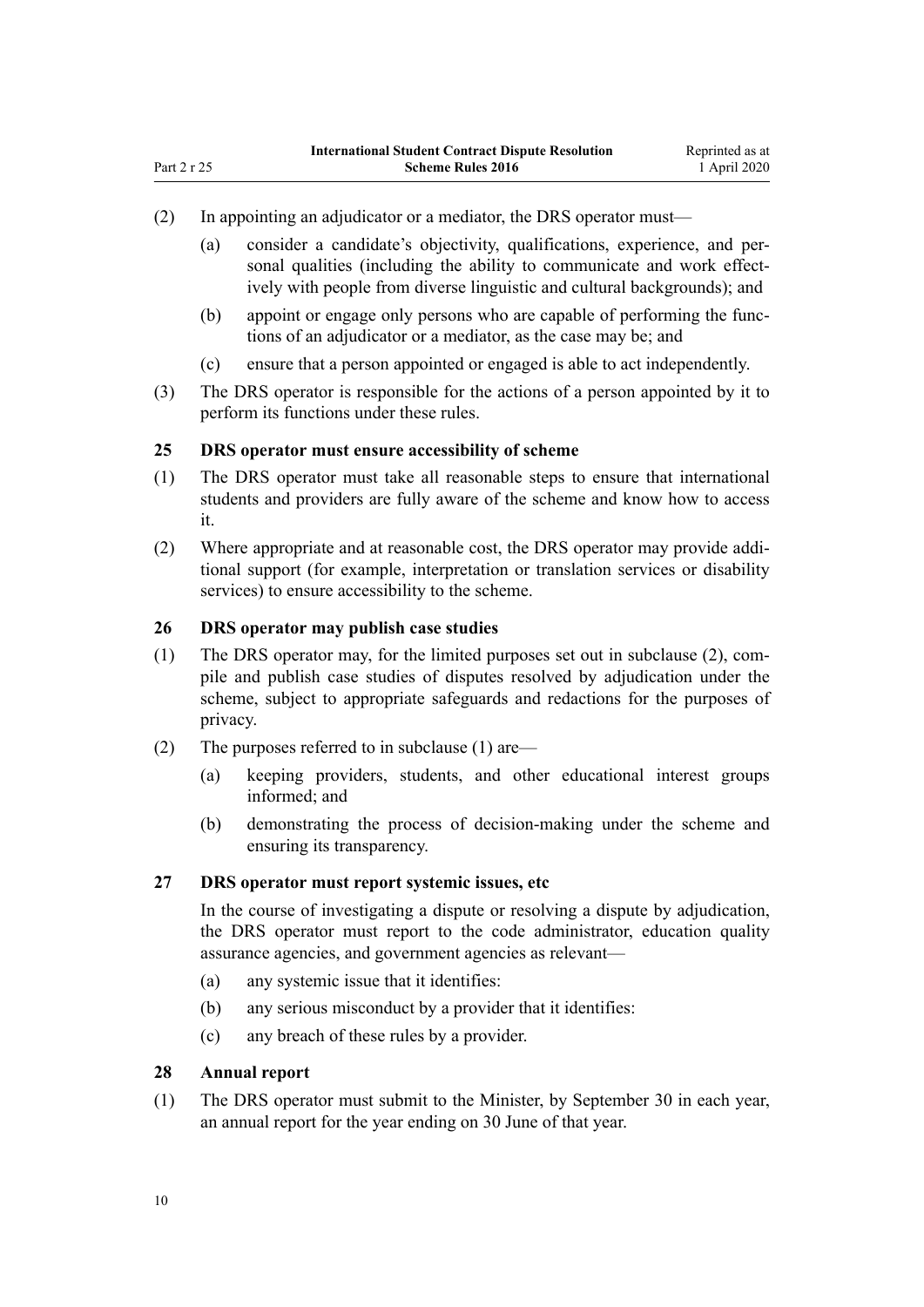(2) In appointing an adjudicator or a mediator, the DRS operator must—

(a) consider a candidate's objectivity, qualifications, experience, and personal qualities (including the ability to communicate and work effectively with people from diverse linguistic and cultural backgrounds); and

(b) appoint or engage only persons who are capable of performing the functions of an adjudicator or a mediator, as the case may be; and

(c) ensure that a person appointed or engaged is able to act independently.

(3) The DRS operator is responsible for the actions of a person appointed by it to perform its functions under these rules.

### 25 DRS operator must ensure accessibility of scheme

(1) The DRS operator must take all reasonable steps to ensure that international students and providers are fully aware of the scheme and know how to access it.

(2) Where appropriate and at reasonable cost, the DRS operator may provide additional support (for example, interpretation or translation services or disability services) to ensure accessibility to the scheme.

### 26 DRS operator may publish case studies

(1) The DRS operator may, for the limited purposes set out in subclause (2), compile and publish case studies of disputes resolved by adjudication under the scheme, subject to appropriate safeguards and redactions for the purposes of privacy.

(2) The purposes referred to in subclause (1) are—

(a) keeping providers, students, and other educational interest groups informed; and

(b) demonstrating the process of decision-making under the scheme and ensuring its transparency.

### 27 DRS operator must report systemic issues, etc

In the course of investigating a dispute or resolving a dispute by adjudication, the DRS operator must report to the code administrator, education quality assurance agencies, and government agencies as relevant—

(a) any systemic issue that it identifies:

(b) any serious misconduct by a provider that it identifies:

(c) any breach of these rules by a provider.

### 28 Annual report

(1) The DRS operator must submit to the Minister, by September 30 in each year, an annual report for the year ending on 30 June of that year.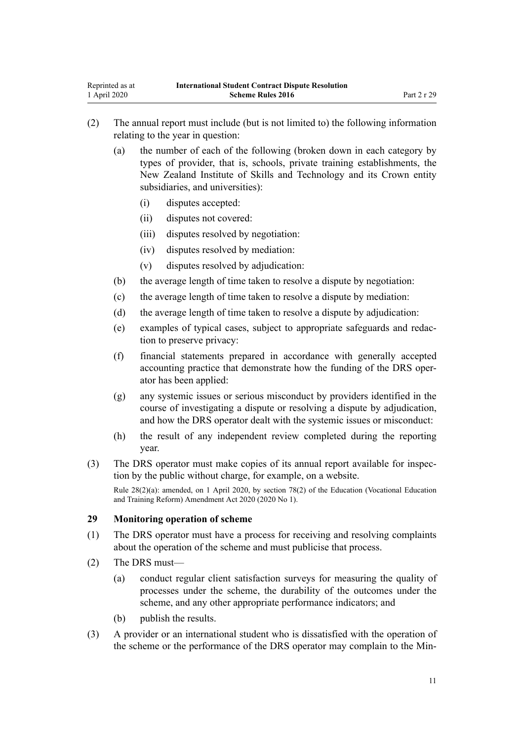(2) The annual report must include (but is not limited to) the following information relating to the year in question:

  (a) the number of each of the following (broken down in each category by types of provider, that is, schools, private training establishments, the New Zealand Institute of Skills and Technology and its Crown entity subsidiaries, and universities):

    (i) disputes accepted:

    (ii) disputes not covered:

    (iii) disputes resolved by negotiation:

    (iv) disputes resolved by mediation:

    (v) disputes resolved by adjudication:

  (b) the average length of time taken to resolve a dispute by negotiation:

  (c) the average length of time taken to resolve a dispute by mediation:

  (d) the average length of time taken to resolve a dispute by adjudication:

  (e) examples of typical cases, subject to appropriate safeguards and redaction to preserve privacy:

  (f) financial statements prepared in accordance with generally accepted accounting practice that demonstrate how the funding of the DRS operator has been applied:

  (g) any systemic issues or serious misconduct by providers identified in the course of investigating a dispute or resolving a dispute by adjudication, and how the DRS operator dealt with the systemic issues or misconduct:

  (h) the result of any independent review completed during the reporting year.

(3) The DRS operator must make copies of its annual report available for inspection by the public without charge, for example, on a website.

Rule 28(2)(a): amended, on 1 April 2020, by section 78(2) of the Education (Vocational Education and Training Reform) Amendment Act 2020 (2020 No 1).

### 29 Monitoring operation of scheme

(1) The DRS operator must have a process for receiving and resolving complaints about the operation of the scheme and must publicise that process.

(2) The DRS must—

  (a) conduct regular client satisfaction surveys for measuring the quality of processes under the scheme, the durability of the outcomes under the scheme, and any other appropriate performance indicators; and

  (b) publish the results.

(3) A provider or an international student who is dissatisfied with the operation of the scheme or the performance of the DRS operator may complain to the Min-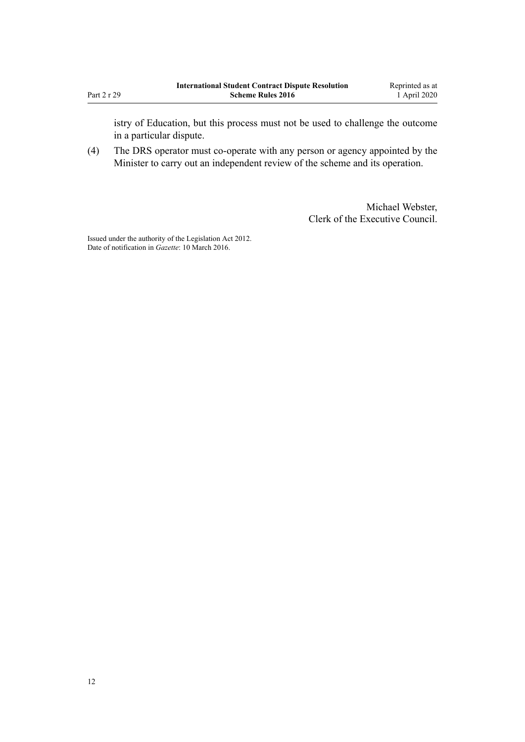istry of Education, but this process must not be used to challenge the outcome in a particular dispute.

(4) The DRS operator must co-operate with any person or agency appointed by the Minister to carry out an independent review of the scheme and its operation.

Michael Webster,
Clerk of the Executive Council.

Issued under the authority of the Legislation Act 2012.
Date of notification in *Gazette*: 10 March 2016.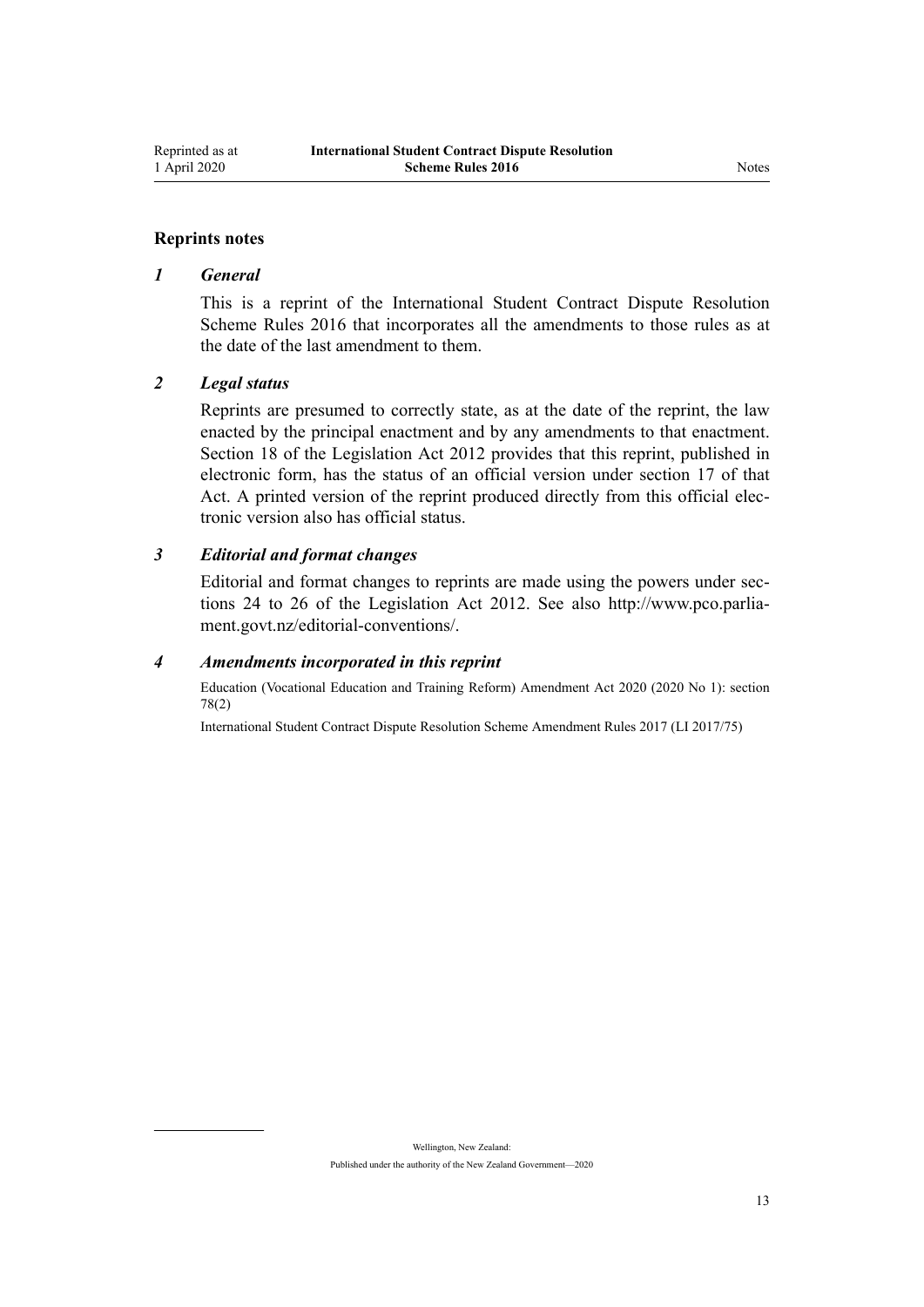## Reprints notes

### *1 General*

This is a reprint of the International Student Contract Dispute Resolution Scheme Rules 2016 that incorporates all the amendments to those rules as at the date of the last amendment to them.

### *2 Legal status*

Reprints are presumed to correctly state, as at the date of the reprint, the law enacted by the principal enactment and by any amendments to that enactment. Section 18 of the Legislation Act 2012 provides that this reprint, published in electronic form, has the status of an official version under section 17 of that Act. A printed version of the reprint produced directly from this official electronic version also has official status.

### *3 Editorial and format changes*

Editorial and format changes to reprints are made using the powers under sections 24 to 26 of the Legislation Act 2012. See also http://www.pco.parliament.govt.nz/editorial-conventions/.

### *4 Amendments incorporated in this reprint*

Education (Vocational Education and Training Reform) Amendment Act 2020 (2020 No 1): section 78(2)

International Student Contract Dispute Resolution Scheme Amendment Rules 2017 (LI 2017/75)

Wellington, New Zealand:

Published under the authority of the New Zealand Government—2020